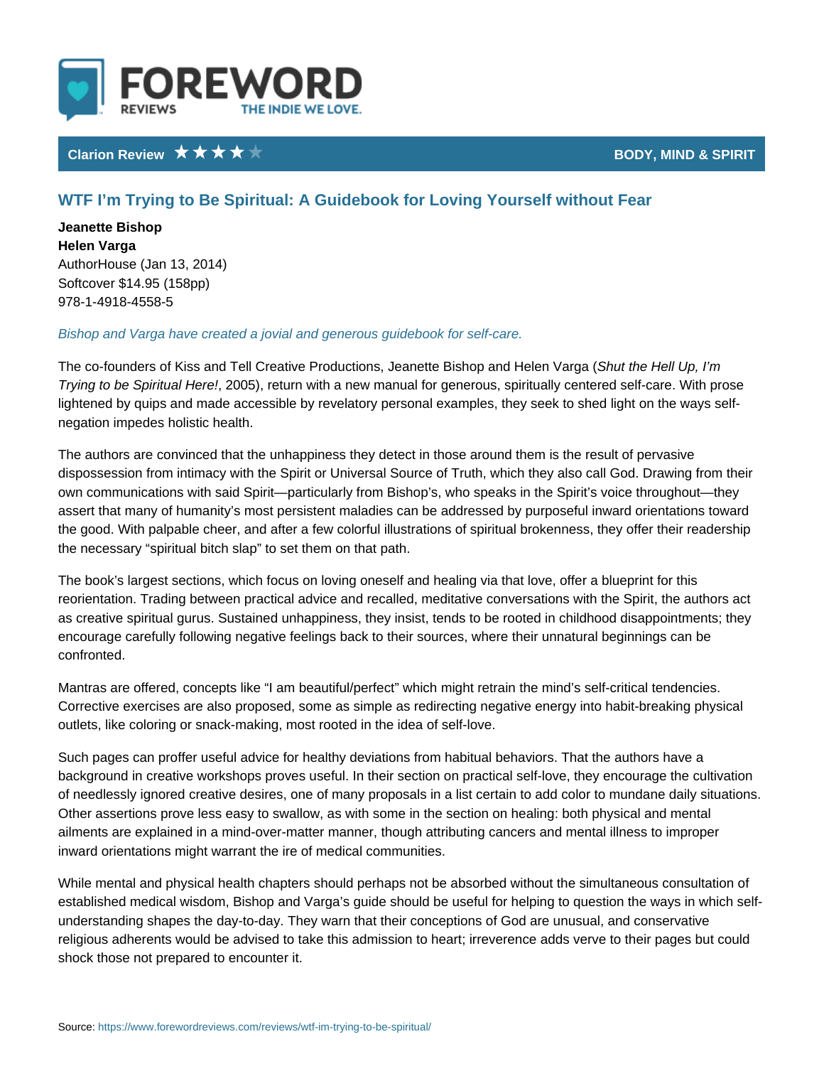Clarion Review ★★★★☆ BODY, MIND & SPIRIT

# WTF I'm Trying to Be Spiritual: A Guidebook for Loving Yourself without Fear

**Jeanette Bishop**
**Helen Varga**
AuthorHouse (Jan 13, 2014)
Softcover $14.95 (158pp)
978-1-4918-4558-5

*Bishop and Varga have created a jovial and generous guidebook for self-care.*

The co-founders of Kiss and Tell Creative Productions, Jeanette Bishop and Helen Varga (*Shut the Hell Up, I'm Trying to be Spiritual Here!*, 2005), return with a new manual for generous, spiritually centered self-care. With prose lightened by quips and made accessible by revelatory personal examples, they seek to shed light on the ways self-negation impedes holistic health.

The authors are convinced that the unhappiness they detect in those around them is the result of pervasive dispossession from intimacy with the Spirit or Universal Source of Truth, which they also call God. Drawing from their own communications with said Spirit—particularly from Bishop's, who speaks in the Spirit's voice throughout—they assert that many of humanity's most persistent maladies can be addressed by purposeful inward orientations toward the good. With palpable cheer, and after a few colorful illustrations of spiritual brokenness, they offer their readership the necessary "spiritual bitch slap" to set them on that path.

The book's largest sections, which focus on loving oneself and healing via that love, offer a blueprint for this reorientation. Trading between practical advice and recalled, meditative conversations with the Spirit, the authors act as creative spiritual gurus. Sustained unhappiness, they insist, tends to be rooted in childhood disappointments; they encourage carefully following negative feelings back to their sources, where their unnatural beginnings can be confronted.

Mantras are offered, concepts like "I am beautiful/perfect" which might retrain the mind's self-critical tendencies. Corrective exercises are also proposed, some as simple as redirecting negative energy into habit-breaking physical outlets, like coloring or snack-making, most rooted in the idea of self-love.

Such pages can proffer useful advice for healthy deviations from habitual behaviors. That the authors have a background in creative workshops proves useful. In their section on practical self-love, they encourage the cultivation of needlessly ignored creative desires, one of many proposals in a list certain to add color to mundane daily situations. Other assertions prove less easy to swallow, as with some in the section on healing: both physical and mental ailments are explained in a mind-over-matter manner, though attributing cancers and mental illness to improper inward orientations might warrant the ire of medical communities.

While mental and physical health chapters should perhaps not be absorbed without the simultaneous consultation of established medical wisdom, Bishop and Varga's guide should be useful for helping to question the ways in which self-understanding shapes the day-to-day. They warn that their conceptions of God are unusual, and conservative religious adherents would be advised to take this admission to heart; irreverence adds verve to their pages but could shock those not prepared to encounter it.

Source: https://www.forewordreviews.com/reviews/wtf-im-trying-to-be-spiritual/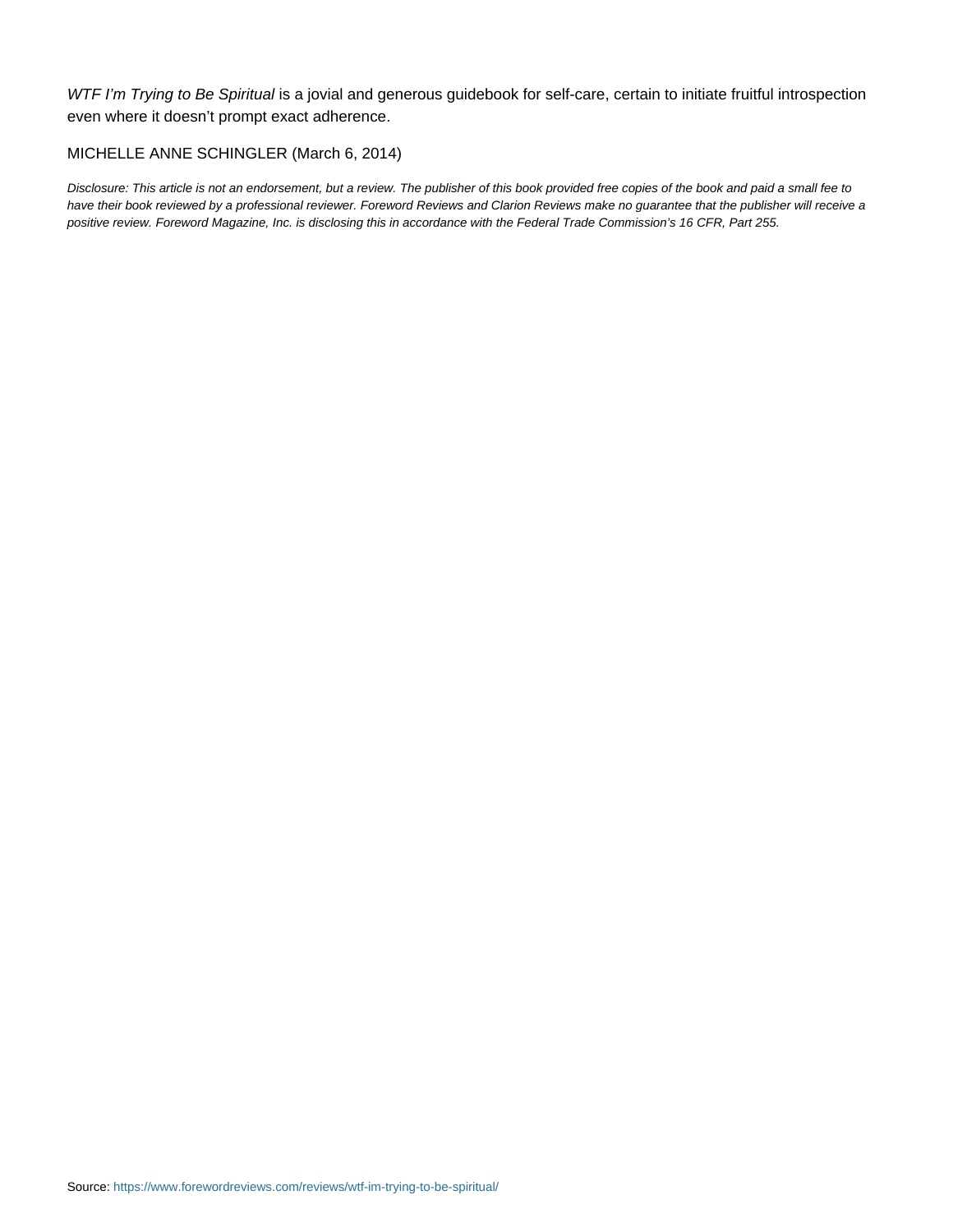*WTF I'm Trying to Be Spiritual* is a jovial and generous guidebook for self-care, certain to initiate fruitful introspection even where it doesn't prompt exact adherence.

MICHELLE ANNE SCHINGLER (March 6, 2014)

*Disclosure: This article is not an endorsement, but a review. The publisher of this book provided free copies of the book and paid a small fee to have their book reviewed by a professional reviewer. Foreword Reviews and Clarion Reviews make no guarantee that the publisher will receive a positive review. Foreword Magazine, Inc. is disclosing this in accordance with the Federal Trade Commission's 16 CFR, Part 255.*

Source: https://www.forewordreviews.com/reviews/wtf-im-trying-to-be-spiritual/